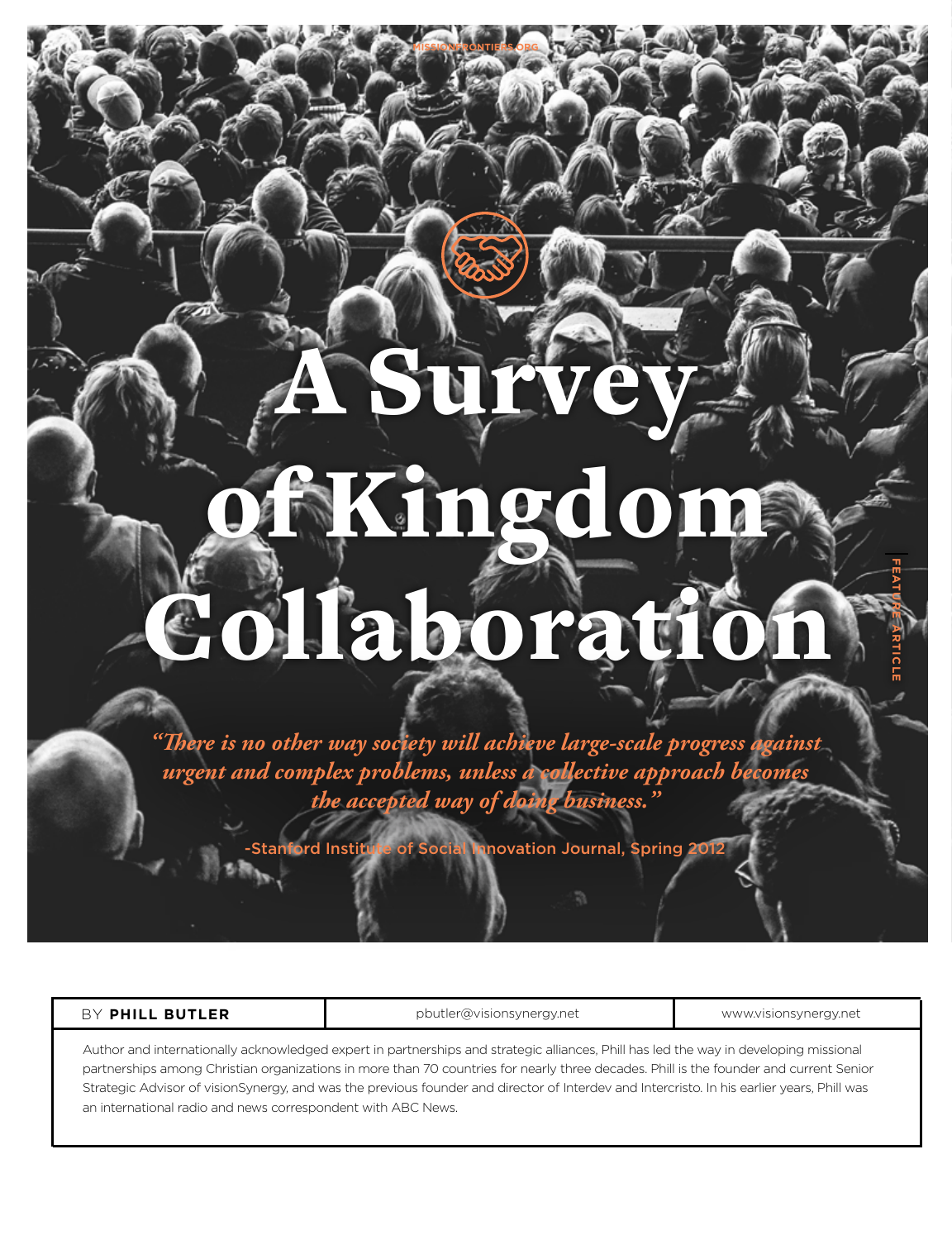# A Survey of Kingdom Collaboration

*"There is no other way society will achieve large-scale progress against urgent and complex problems, unless a collective approach becomes the accepted way of doing business."*

-Stanford Institute of Social Innovation Journal, Spring 2012

| BY **PHILL BUTLER** | pbutler@visionsynergy.net | www.visionsynergy.net |
| --- | --- | --- |

Author and internationally acknowledged expert in partnerships and strategic alliances, Phill has led the way in developing missional partnerships among Christian organizations in more than 70 countries for nearly three decades. Phill is the founder and current Senior Strategic Advisor of visionSynergy, and was the previous founder and director of Interdev and Intercristo. In his earlier years, Phill was an international radio and news correspondent with ABC News.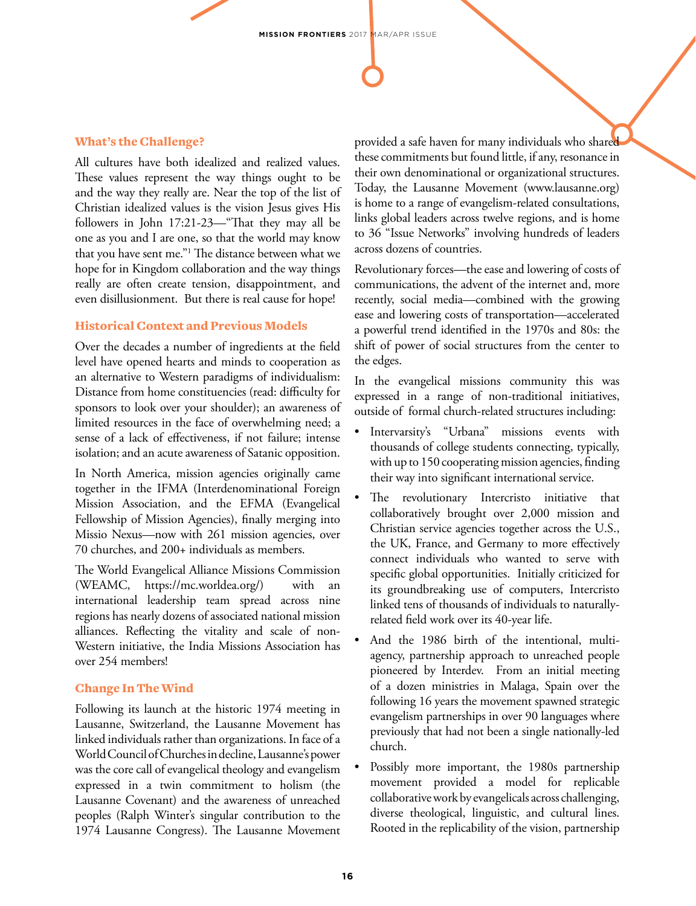### What's the Challenge?

All cultures have both idealized and realized values. These values represent the way things ought to be and the way they really are. Near the top of the list of Christian idealized values is the vision Jesus gives His followers in John 17:21-23—"That they may all be one as you and I are one, so that the world may know that you have sent me."[1] The distance between what we hope for in Kingdom collaboration and the way things really are often create tension, disappointment, and even disillusionment. But there is real cause for hope!

### Historical Context and Previous Models

Over the decades a number of ingredients at the field level have opened hearts and minds to cooperation as an alternative to Western paradigms of individualism: Distance from home constituencies (read: difficulty for sponsors to look over your shoulder); an awareness of limited resources in the face of overwhelming need; a sense of a lack of effectiveness, if not failure; intense isolation; and an acute awareness of Satanic opposition.

In North America, mission agencies originally came together in the IFMA (Interdenominational Foreign Mission Association, and the EFMA (Evangelical Fellowship of Mission Agencies), finally merging into Missio Nexus—now with 261 mission agencies, over 70 churches, and 200+ individuals as members.

The World Evangelical Alliance Missions Commission (WEAMC, https://mc.worldea.org/) with an international leadership team spread across nine regions has nearly dozens of associated national mission alliances. Reflecting the vitality and scale of non-Western initiative, the India Missions Association has over 254 members!

### Change In The Wind

Following its launch at the historic 1974 meeting in Lausanne, Switzerland, the Lausanne Movement has linked individuals rather than organizations. In face of a World Council of Churches in decline, Lausanne's power was the core call of evangelical theology and evangelism expressed in a twin commitment to holism (the Lausanne Covenant) and the awareness of unreached peoples (Ralph Winter's singular contribution to the 1974 Lausanne Congress). The Lausanne Movement provided a safe haven for many individuals who shared these commitments but found little, if any, resonance in their own denominational or organizational structures. Today, the Lausanne Movement (www.lausanne.org) is home to a range of evangelism-related consultations, links global leaders across twelve regions, and is home to 36 "Issue Networks" involving hundreds of leaders across dozens of countries.

Revolutionary forces—the ease and lowering of costs of communications, the advent of the internet and, more recently, social media—combined with the growing ease and lowering costs of transportation—accelerated a powerful trend identified in the 1970s and 80s: the shift of power of social structures from the center to the edges.

In the evangelical missions community this was expressed in a range of non-traditional initiatives, outside of formal church-related structures including:

- Intervarsity's "Urbana" missions events with thousands of college students connecting, typically, with up to 150 cooperating mission agencies, finding their way into significant international service.
- The revolutionary Intercristo initiative that collaboratively brought over 2,000 mission and Christian service agencies together across the U.S., the UK, France, and Germany to more effectively connect individuals who wanted to serve with specific global opportunities. Initially criticized for its groundbreaking use of computers, Intercristo linked tens of thousands of individuals to naturally-related field work over its 40-year life.
- And the 1986 birth of the intentional, multi-agency, partnership approach to unreached people pioneered by Interdev. From an initial meeting of a dozen ministries in Malaga, Spain over the following 16 years the movement spawned strategic evangelism partnerships in over 90 languages where previously that had not been a single nationally-led church.
- Possibly more important, the 1980s partnership movement provided a model for replicable collaborative work by evangelicals across challenging, diverse theological, linguistic, and cultural lines. Rooted in the replicability of the vision, partnership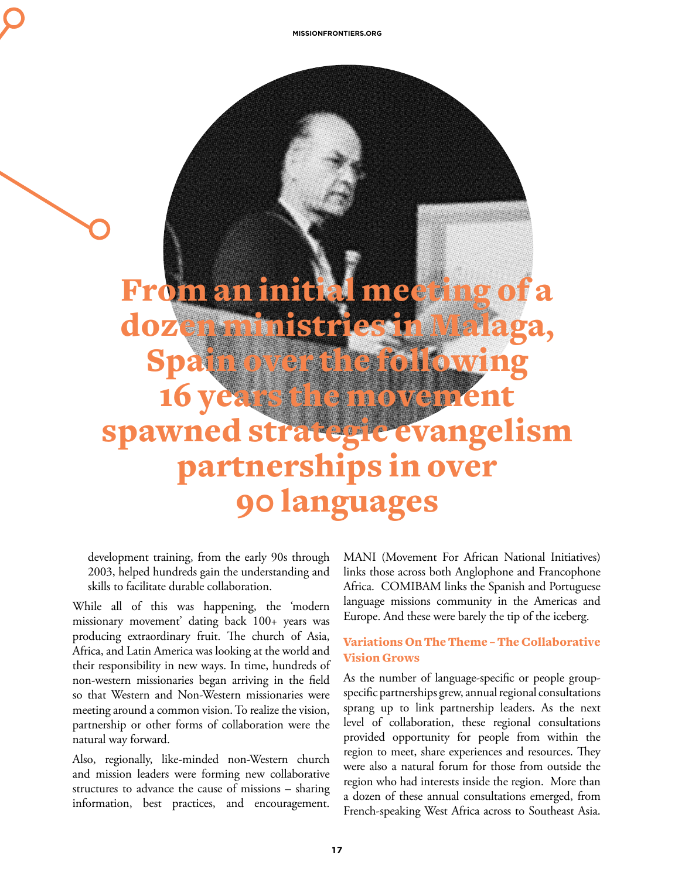> **From an initial meeting of a dozen ministries in Malaga, Spain over the following 16 years the movement spawned strategic evangelism partnerships in over 90 languages**

development training, from the early 90s through 2003, helped hundreds gain the understanding and skills to facilitate durable collaboration.

While all of this was happening, the 'modern missionary movement' dating back 100+ years was producing extraordinary fruit. The church of Asia, Africa, and Latin America was looking at the world and their responsibility in new ways. In time, hundreds of non-western missionaries began arriving in the field so that Western and Non-Western missionaries were meeting around a common vision. To realize the vision, partnership or other forms of collaboration were the natural way forward.

Also, regionally, like-minded non-Western church and mission leaders were forming new collaborative structures to advance the cause of missions – sharing information, best practices, and encouragement. MANI (Movement For African National Initiatives) links those across both Anglophone and Francophone Africa. COMIBAM links the Spanish and Portuguese language missions community in the Americas and Europe. And these were barely the tip of the iceberg.

### Variations On The Theme – The Collaborative Vision Grows

As the number of language-specific or people group-specific partnerships grew, annual regional consultations sprang up to link partnership leaders. As the next level of collaboration, these regional consultations provided opportunity for people from within the region to meet, share experiences and resources. They were also a natural forum for those from outside the region who had interests inside the region. More than a dozen of these annual consultations emerged, from French-speaking West Africa across to Southeast Asia.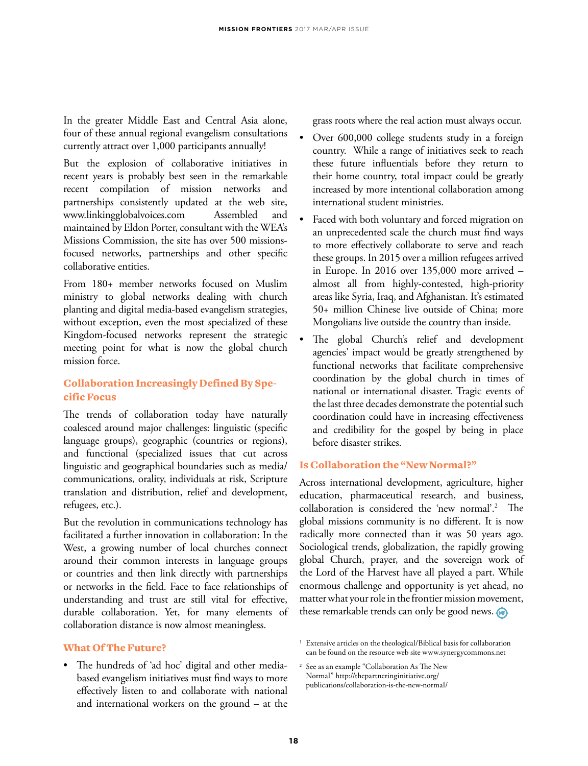In the greater Middle East and Central Asia alone, four of these annual regional evangelism consultations currently attract over 1,000 participants annually!

But the explosion of collaborative initiatives in recent years is probably best seen in the remarkable recent compilation of mission networks and partnerships consistently updated at the web site, www.linkingglobalvoices.com Assembled and maintained by Eldon Porter, consultant with the WEA's Missions Commission, the site has over 500 missions-focused networks, partnerships and other specific collaborative entities.

From 180+ member networks focused on Muslim ministry to global networks dealing with church planting and digital media-based evangelism strategies, without exception, even the most specialized of these Kingdom-focused networks represent the strategic meeting point for what is now the global church mission force.

## Collaboration Increasingly Defined By Specific Focus

The trends of collaboration today have naturally coalesced around major challenges: linguistic (specific language groups), geographic (countries or regions), and functional (specialized issues that cut across linguistic and geographical boundaries such as media/communications, orality, individuals at risk, Scripture translation and distribution, relief and development, refugees, etc.).

But the revolution in communications technology has facilitated a further innovation in collaboration: In the West, a growing number of local churches connect around their common interests in language groups or countries and then link directly with partnerships or networks in the field. Face to face relationships of understanding and trust are still vital for effective, durable collaboration. Yet, for many elements of collaboration distance is now almost meaningless.

## What Of The Future?

- The hundreds of 'ad hoc' digital and other media-based evangelism initiatives must find ways to more effectively listen to and collaborate with national and international workers on the ground – at the grass roots where the real action must always occur.
- Over 600,000 college students study in a foreign country. While a range of initiatives seek to reach these future influentials before they return to their home country, total impact could be greatly increased by more intentional collaboration among international student ministries.
- Faced with both voluntary and forced migration on an unprecedented scale the church must find ways to more effectively collaborate to serve and reach these groups. In 2015 over a million refugees arrived in Europe. In 2016 over 135,000 more arrived – almost all from highly-contested, high-priority areas like Syria, Iraq, and Afghanistan. It's estimated 50+ million Chinese live outside of China; more Mongolians live outside the country than inside.
- The global Church's relief and development agencies' impact would be greatly strengthened by functional networks that facilitate comprehensive coordination by the global church in times of national or international disaster. Tragic events of the last three decades demonstrate the potential such coordination could have in increasing effectiveness and credibility for the gospel by being in place before disaster strikes.

## Is Collaboration the "New Normal?"

Across international development, agriculture, higher education, pharmaceutical research, and business, collaboration is considered the 'new normal'.[2] The global missions community is no different. It is now radically more connected than it was 50 years ago. Sociological trends, globalization, the rapidly growing global Church, prayer, and the sovereign work of the Lord of the Harvest have all played a part. While enormous challenge and opportunity is yet ahead, no matter what your role in the frontier mission movement, these remarkable trends can only be good news.

[1] Extensive articles on the theological/Biblical basis for collaboration can be found on the resource web site www.synergycommons.net

[2] See as an example "Collaboration As The New Normal" http://thepartneringinitiative.org/publications/collaboration-is-the-new-normal/